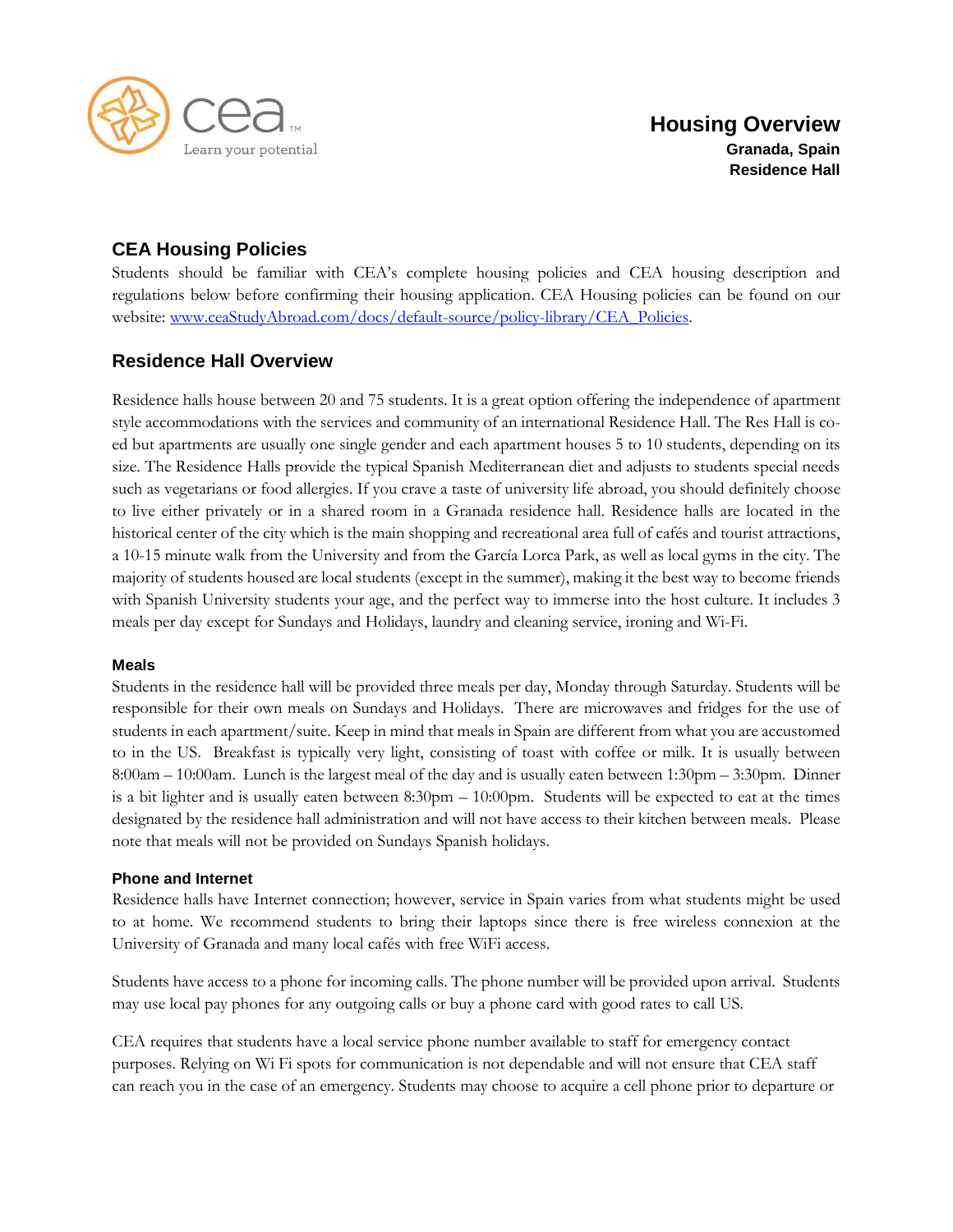# Housing Overview

**Granada, Spain**
**Residence Hall**

## CEA Housing Policies

Students should be familiar with CEA's complete housing policies and CEA housing description and regulations below before confirming their housing application. CEA Housing policies can be found on our website: [www.ceaStudyAbroad.com/docs/default-source/policy-library/CEA_Policies](www.ceaStudyAbroad.com/docs/default-source/policy-library/CEA_Policies).

## Residence Hall Overview

Residence halls house between 20 and 75 students. It is a great option offering the independence of apartment style accommodations with the services and community of an international Residence Hall. The Res Hall is co-ed but apartments are usually one single gender and each apartment houses 5 to 10 students, depending on its size. The Residence Halls provide the typical Spanish Mediterranean diet and adjusts to students special needs such as vegetarians or food allergies. If you crave a taste of university life abroad, you should definitely choose to live either privately or in a shared room in a Granada residence hall. Residence halls are located in the historical center of the city which is the main shopping and recreational area full of cafés and tourist attractions, a 10-15 minute walk from the University and from the García Lorca Park, as well as local gyms in the city. The majority of students housed are local students (except in the summer), making it the best way to become friends with Spanish University students your age, and the perfect way to immerse into the host culture. It includes 3 meals per day except for Sundays and Holidays, laundry and cleaning service, ironing and Wi-Fi.

### Meals

Students in the residence hall will be provided three meals per day, Monday through Saturday. Students will be responsible for their own meals on Sundays and Holidays. There are microwaves and fridges for the use of students in each apartment/suite. Keep in mind that meals in Spain are different from what you are accustomed to in the US. Breakfast is typically very light, consisting of toast with coffee or milk. It is usually between 8:00am – 10:00am. Lunch is the largest meal of the day and is usually eaten between 1:30pm – 3:30pm. Dinner is a bit lighter and is usually eaten between 8:30pm – 10:00pm. Students will be expected to eat at the times designated by the residence hall administration and will not have access to their kitchen between meals. Please note that meals will not be provided on Sundays Spanish holidays.

### Phone and Internet

Residence halls have Internet connection; however, service in Spain varies from what students might be used to at home. We recommend students to bring their laptops since there is free wireless connexion at the University of Granada and many local cafés with free WiFi access.

Students have access to a phone for incoming calls. The phone number will be provided upon arrival. Students may use local pay phones for any outgoing calls or buy a phone card with good rates to call US.

CEA requires that students have a local service phone number available to staff for emergency contact purposes. Relying on Wi Fi spots for communication is not dependable and will not ensure that CEA staff can reach you in the case of an emergency. Students may choose to acquire a cell phone prior to departure or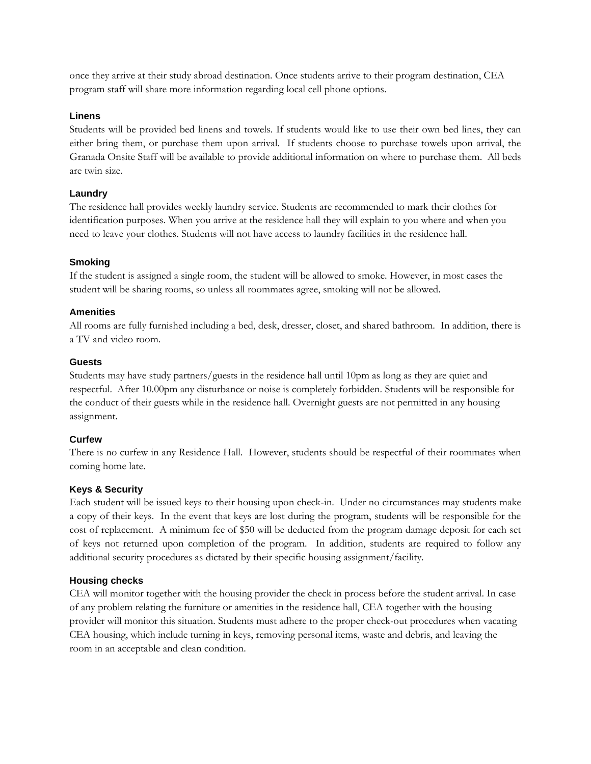once they arrive at their study abroad destination. Once students arrive to their program destination, CEA program staff will share more information regarding local cell phone options.

### Linens

Students will be provided bed linens and towels. If students would like to use their own bed lines, they can either bring them, or purchase them upon arrival. If students choose to purchase towels upon arrival, the Granada Onsite Staff will be available to provide additional information on where to purchase them. All beds are twin size.

### Laundry

The residence hall provides weekly laundry service. Students are recommended to mark their clothes for identification purposes. When you arrive at the residence hall they will explain to you where and when you need to leave your clothes. Students will not have access to laundry facilities in the residence hall.

### Smoking

If the student is assigned a single room, the student will be allowed to smoke. However, in most cases the student will be sharing rooms, so unless all roommates agree, smoking will not be allowed.

### Amenities

All rooms are fully furnished including a bed, desk, dresser, closet, and shared bathroom. In addition, there is a TV and video room.

### Guests

Students may have study partners/guests in the residence hall until 10pm as long as they are quiet and respectful. After 10.00pm any disturbance or noise is completely forbidden. Students will be responsible for the conduct of their guests while in the residence hall. Overnight guests are not permitted in any housing assignment.

### Curfew

There is no curfew in any Residence Hall. However, students should be respectful of their roommates when coming home late.

### Keys & Security

Each student will be issued keys to their housing upon check-in. Under no circumstances may students make a copy of their keys. In the event that keys are lost during the program, students will be responsible for the cost of replacement. A minimum fee of $50 will be deducted from the program damage deposit for each set of keys not returned upon completion of the program. In addition, students are required to follow any additional security procedures as dictated by their specific housing assignment/facility.

### Housing checks

CEA will monitor together with the housing provider the check in process before the student arrival. In case of any problem relating the furniture or amenities in the residence hall, CEA together with the housing provider will monitor this situation. Students must adhere to the proper check-out procedures when vacating CEA housing, which include turning in keys, removing personal items, waste and debris, and leaving the room in an acceptable and clean condition.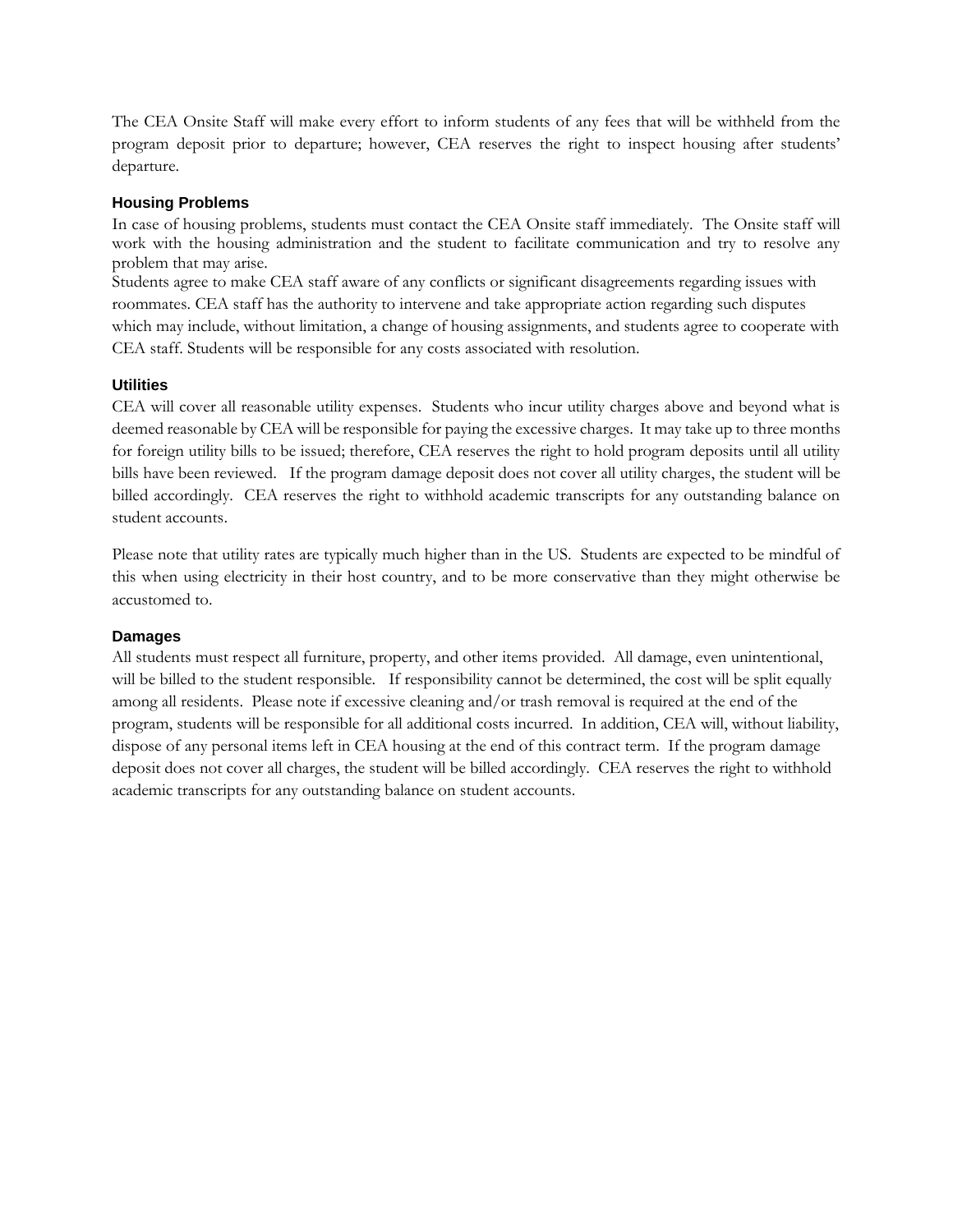The CEA Onsite Staff will make every effort to inform students of any fees that will be withheld from the program deposit prior to departure; however, CEA reserves the right to inspect housing after students' departure.

### Housing Problems

In case of housing problems, students must contact the CEA Onsite staff immediately. The Onsite staff will work with the housing administration and the student to facilitate communication and try to resolve any problem that may arise.
Students agree to make CEA staff aware of any conflicts or significant disagreements regarding issues with roommates. CEA staff has the authority to intervene and take appropriate action regarding such disputes which may include, without limitation, a change of housing assignments, and students agree to cooperate with CEA staff. Students will be responsible for any costs associated with resolution.

### Utilities

CEA will cover all reasonable utility expenses. Students who incur utility charges above and beyond what is deemed reasonable by CEA will be responsible for paying the excessive charges. It may take up to three months for foreign utility bills to be issued; therefore, CEA reserves the right to hold program deposits until all utility bills have been reviewed. If the program damage deposit does not cover all utility charges, the student will be billed accordingly. CEA reserves the right to withhold academic transcripts for any outstanding balance on student accounts.

Please note that utility rates are typically much higher than in the US. Students are expected to be mindful of this when using electricity in their host country, and to be more conservative than they might otherwise be accustomed to.

### Damages

All students must respect all furniture, property, and other items provided. All damage, even unintentional, will be billed to the student responsible. If responsibility cannot be determined, the cost will be split equally among all residents. Please note if excessive cleaning and/or trash removal is required at the end of the program, students will be responsible for all additional costs incurred. In addition, CEA will, without liability, dispose of any personal items left in CEA housing at the end of this contract term. If the program damage deposit does not cover all charges, the student will be billed accordingly. CEA reserves the right to withhold academic transcripts for any outstanding balance on student accounts.